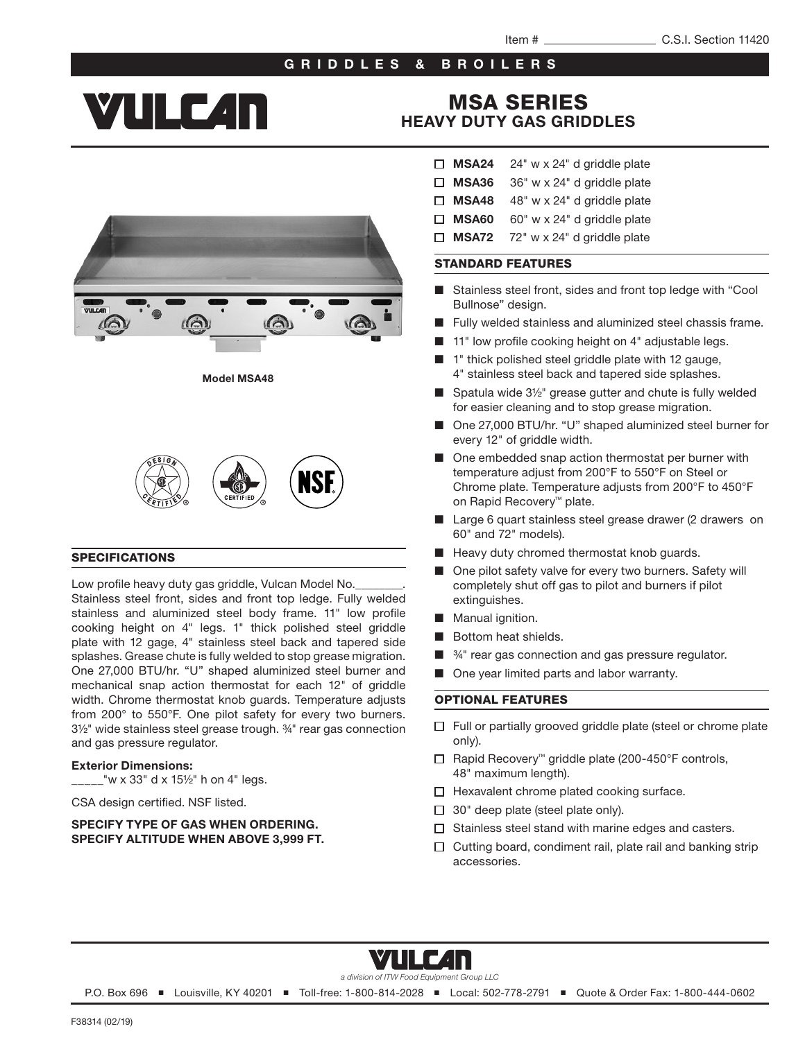Item # ________________ C.S.I. Section 11420

GRIDDLES & BROILERS

# MSA SERIES
## HEAVY DUTY GAS GRIDDLES

- ☐ **MSA24** 24" w x 24" d griddle plate
- ☐ **MSA36** 36" w x 24" d griddle plate
- ☐ **MSA48** 48" w x 24" d griddle plate
- ☐ **MSA60** 60" w x 24" d griddle plate
- ☐ **MSA72** 72" w x 24" d griddle plate

Model MSA48

### STANDARD FEATURES

- Stainless steel front, sides and front top ledge with "Cool Bullnose" design.
- Fully welded stainless and aluminized steel chassis frame.
- 11" low profile cooking height on 4" adjustable legs.
- 1" thick polished steel griddle plate with 12 gauge, 4" stainless steel back and tapered side splashes.
- Spatula wide 3½" grease gutter and chute is fully welded for easier cleaning and to stop grease migration.
- One 27,000 BTU/hr. "U" shaped aluminized steel burner for every 12" of griddle width.
- One embedded snap action thermostat per burner with temperature adjust from 200°F to 550°F on Steel or Chrome plate. Temperature adjusts from 200°F to 450°F on Rapid Recovery™ plate.
- Large 6 quart stainless steel grease drawer (2 drawers on 60" and 72" models).
- Heavy duty chromed thermostat knob guards.
- One pilot safety valve for every two burners. Safety will completely shut off gas to pilot and burners if pilot extinguishes.
- Manual ignition.
- Bottom heat shields.
- ¾" rear gas connection and gas pressure regulator.
- One year limited parts and labor warranty.

### OPTIONAL FEATURES

- ☐ Full or partially grooved griddle plate (steel or chrome plate only).
- ☐ Rapid Recovery™ griddle plate (200-450°F controls, 48" maximum length).
- ☐ Hexavalent chrome plated cooking surface.
- ☐ 30" deep plate (steel plate only).
- ☐ Stainless steel stand with marine edges and casters.
- ☐ Cutting board, condiment rail, plate rail and banking strip accessories.

### SPECIFICATIONS

Low profile heavy duty gas griddle, Vulcan Model No.________. Stainless steel front, sides and front top ledge. Fully welded stainless and aluminized steel body frame. 11" low profile cooking height on 4" legs. 1" thick polished steel griddle plate with 12 gage, 4" stainless steel back and tapered side splashes. Grease chute is fully welded to stop grease migration. One 27,000 BTU/hr. "U" shaped aluminized steel burner and mechanical snap action thermostat for each 12" of griddle width. Chrome thermostat knob guards. Temperature adjusts from 200° to 550°F. One pilot safety for every two burners. 3½" wide stainless steel grease trough. ¾" rear gas connection and gas pressure regulator.

**Exterior Dimensions:**
_____"w x 33" d x 15½" h on 4" legs.

CSA design certified. NSF listed.

**SPECIFY TYPE OF GAS WHEN ORDERING.**
**SPECIFY ALTITUDE WHEN ABOVE 3,999 FT.**

VULCAN
*a division of ITW Food Equipment Group LLC*

P.O. Box 696 ■ Louisville, KY 40201 ■ Toll-free: 1-800-814-2028 ■ Local: 502-778-2791 ■ Quote & Order Fax: 1-800-444-0602

F38314 (02/19)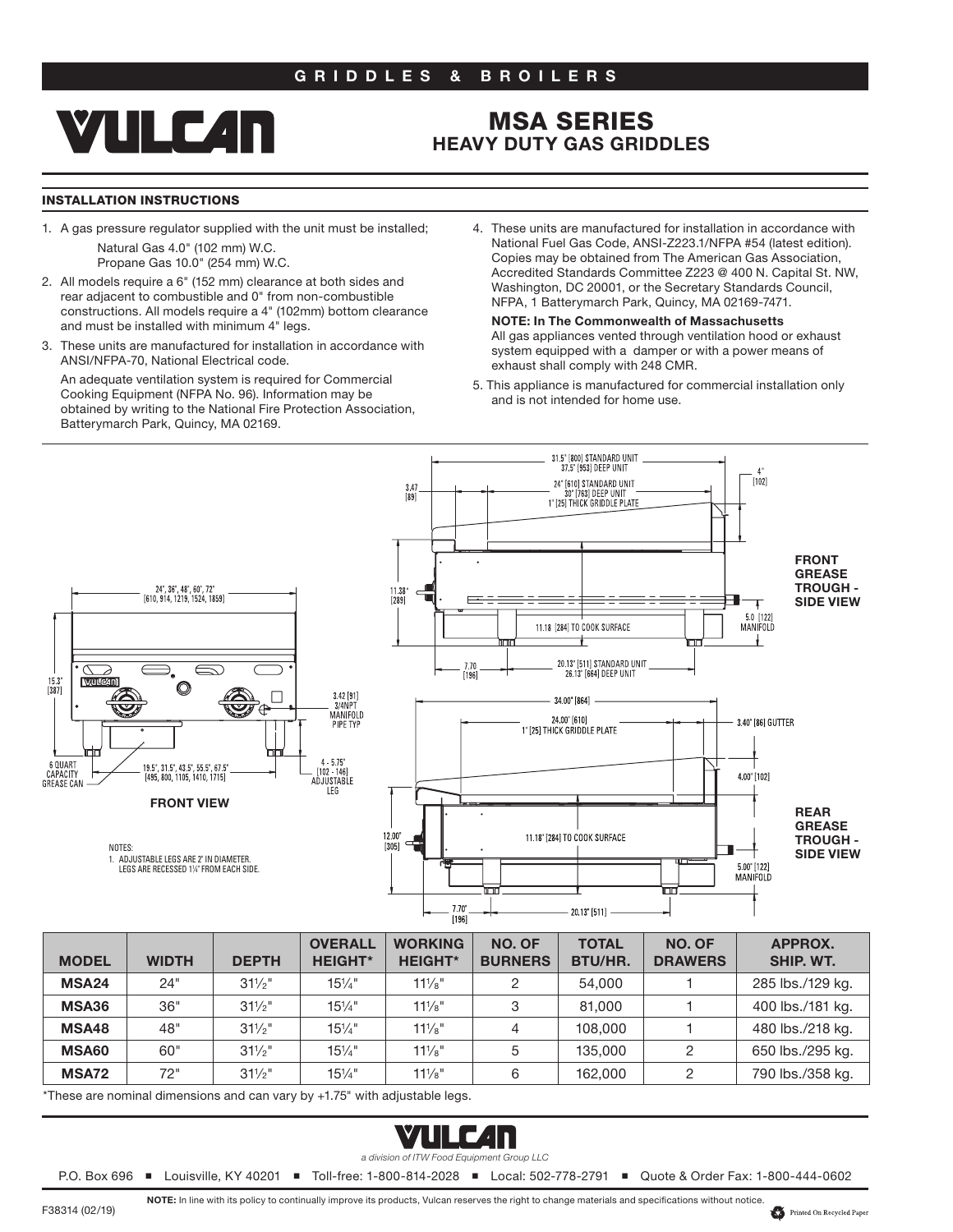# MSA SERIES
## HEAVY DUTY GAS GRIDDLES

### INSTALLATION INSTRUCTIONS

1. A gas pressure regulator supplied with the unit must be installed;
   Natural Gas 4.0" (102 mm) W.C.
   Propane Gas 10.0" (254 mm) W.C.
2. All models require a 6" (152 mm) clearance at both sides and rear adjacent to combustible and 0" from non-combustible constructions. All models require a 4" (102mm) bottom clearance and must be installed with minimum 4" legs.
3. These units are manufactured for installation in accordance with ANSI/NFPA-70, National Electrical code.

   An adequate ventilation system is required for Commercial Cooking Equipment (NFPA No. 96). Information may be obtained by writing to the National Fire Protection Association, Batterymarch Park, Quincy, MA 02169.
4. These units are manufactured for installation in accordance with National Fuel Gas Code, ANSI-Z223.1/NFPA #54 (latest edition). Copies may be obtained from The American Gas Association, Accredited Standards Committee Z223 @ 400 N. Capital St. NW, Washington, DC 20001, or the Secretary Standards Council, NFPA, 1 Batterymarch Park, Quincy, MA 02169-7471.

   **NOTE: In The Commonwealth of Massachusetts**
   All gas appliances vented through ventilation hood or exhaust system equipped with a damper or with a power means of exhaust shall comply with 248 CMR.
5. This appliance is manufactured for commercial installation only and is not intended for home use.

24", 36", 48", 60", 72" [610, 914, 1219, 1524, 1859]
15.3" [387]
3.42 [91] 3/4NPT MANIFOLD PIPE TYP
6 QUART CAPACITY GREASE CAN
19.5", 31.5", 43.5", 55.5", 67.5" [495, 800, 1105, 1410, 1715]
4 - 5.75" [102 - 146] ADJUSTABLE LEG

**FRONT VIEW**

NOTES:
1. ADJUSTABLE LEGS ARE 2" IN DIAMETER. LEGS ARE RECESSED 1¼" FROM EACH SIDE.

31.5" [800] STANDARD UNIT
37.5" [953] DEEP UNIT
24" [610] STANDARD UNIT
30" [763] DEEP UNIT
1" [25] THICK GRIDDLE PLATE
3.47 [89]
4" [102]
11.38" [289]
11.18 [284] TO COOK SURFACE
5.0 [122] MANIFOLD
7.70 [196]
20.13" [511] STANDARD UNIT
26.13" [664] DEEP UNIT

**FRONT GREASE TROUGH - SIDE VIEW**

34.00" [864]
24.00" [610]
1" [25] THICK GRIDDLE PLATE
3.40" [86] GUTTER
4.00" [102]
12.00" [305]
11.18" [284] TO COOK SURFACE
5.00" [122] MANIFOLD
7.70" [196]
20.13" [511]

**REAR GREASE TROUGH - SIDE VIEW**

| MODEL | WIDTH | DEPTH | OVERALL HEIGHT* | WORKING HEIGHT* | NO. OF BURNERS | TOTAL BTU/HR. | NO. OF DRAWERS | APPROX. SHIP. WT. |
|---|---|---|---|---|---|---|---|---|
| **MSA24** | 24" | 31½" | 15¼" | 11⅛" | 2 | 54,000 | 1 | 285 lbs./129 kg. |
| **MSA36** | 36" | 31½" | 15¼" | 11⅛" | 3 | 81,000 | 1 | 400 lbs./181 kg. |
| **MSA48** | 48" | 31½" | 15¼" | 11⅛" | 4 | 108,000 | 1 | 480 lbs./218 kg. |
| **MSA60** | 60" | 31½" | 15¼" | 11⅛" | 5 | 135,000 | 2 | 650 lbs./295 kg. |
| **MSA72** | 72" | 31½" | 15¼" | 11⅛" | 6 | 162,000 | 2 | 790 lbs./358 kg. |

*These are nominal dimensions and can vary by +1.75" with adjustable legs.

*a division of ITW Food Equipment Group LLC*

P.O. Box 696 ■ Louisville, KY 40201 ■ Toll-free: 1-800-814-2028 ■ Local: 502-778-2791 ■ Quote & Order Fax: 1-800-444-0602

**NOTE:** In line with its policy to continually improve its products, Vulcan reserves the right to change materials and specifications without notice.

F38314 (02/19)

Printed On Recycled Paper